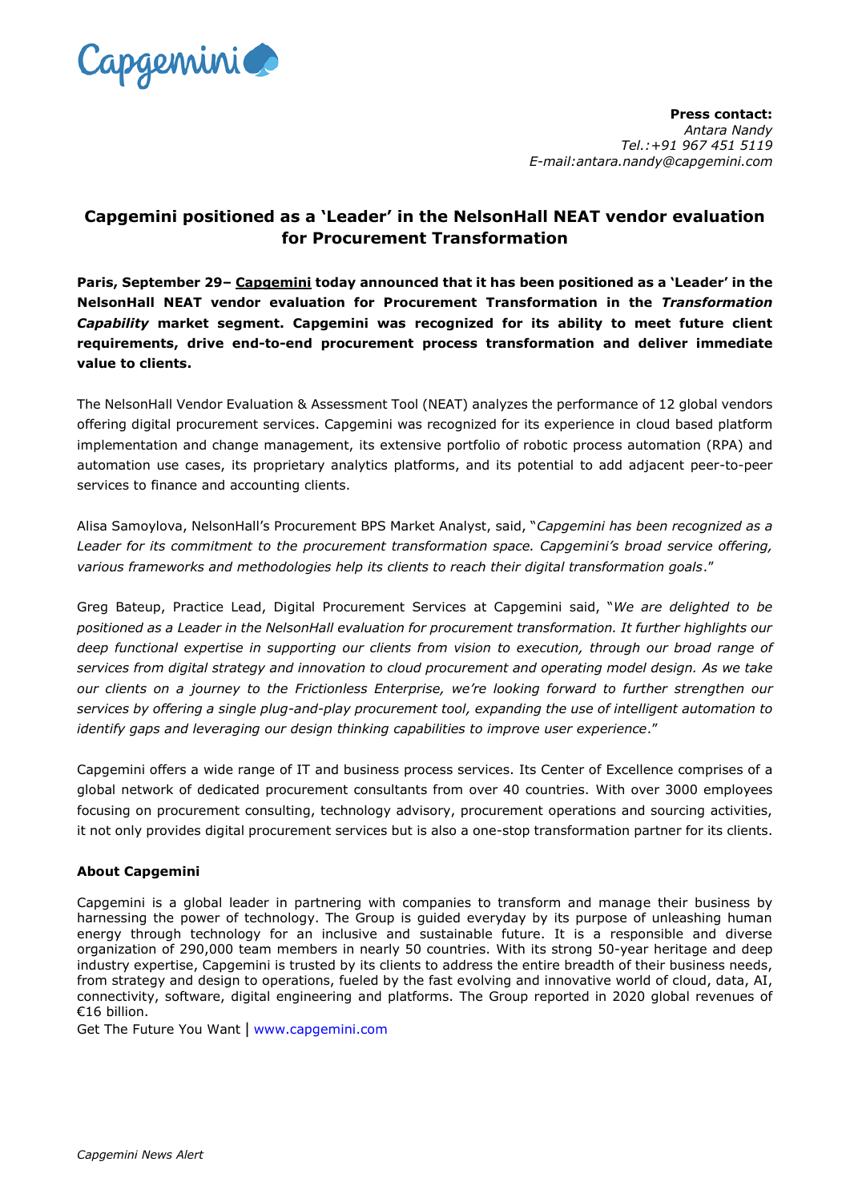**Press contact:**
*Antara Nandy*
*Tel.:+91 967 451 5119*
*E-mail:antara.nandy@capgemini.com*

# Capgemini positioned as a 'Leader' in the NelsonHall NEAT vendor evaluation for Procurement Transformation

**Paris, September 29– Capgemini today announced that it has been positioned as a 'Leader' in the NelsonHall NEAT vendor evaluation for Procurement Transformation in the *Transformation Capability* market segment. Capgemini was recognized for its ability to meet future client requirements, drive end-to-end procurement process transformation and deliver immediate value to clients.**

The NelsonHall Vendor Evaluation & Assessment Tool (NEAT) analyzes the performance of 12 global vendors offering digital procurement services. Capgemini was recognized for its experience in cloud based platform implementation and change management, its extensive portfolio of robotic process automation (RPA) and automation use cases, its proprietary analytics platforms, and its potential to add adjacent peer-to-peer services to finance and accounting clients.

Alisa Samoylova, NelsonHall's Procurement BPS Market Analyst, said, "*Capgemini has been recognized as a Leader for its commitment to the procurement transformation space. Capgemini's broad service offering, various frameworks and methodologies help its clients to reach their digital transformation goals*."

Greg Bateup, Practice Lead, Digital Procurement Services at Capgemini said, "*We are delighted to be positioned as a Leader in the NelsonHall evaluation for procurement transformation. It further highlights our deep functional expertise in supporting our clients from vision to execution, through our broad range of services from digital strategy and innovation to cloud procurement and operating model design. As we take our clients on a journey to the Frictionless Enterprise, we're looking forward to further strengthen our services by offering a single plug-and-play procurement tool, expanding the use of intelligent automation to identify gaps and leveraging our design thinking capabilities to improve user experience*."

Capgemini offers a wide range of IT and business process services. Its Center of Excellence comprises of a global network of dedicated procurement consultants from over 40 countries. With over 3000 employees focusing on procurement consulting, technology advisory, procurement operations and sourcing activities, it not only provides digital procurement services but is also a one-stop transformation partner for its clients.

**About Capgemini**

Capgemini is a global leader in partnering with companies to transform and manage their business by harnessing the power of technology. The Group is guided everyday by its purpose of unleashing human energy through technology for an inclusive and sustainable future. It is a responsible and diverse organization of 290,000 team members in nearly 50 countries. With its strong 50-year heritage and deep industry expertise, Capgemini is trusted by its clients to address the entire breadth of their business needs, from strategy and design to operations, fueled by the fast evolving and innovative world of cloud, data, AI, connectivity, software, digital engineering and platforms. The Group reported in 2020 global revenues of €16 billion.

Get The Future You Want | www.capgemini.com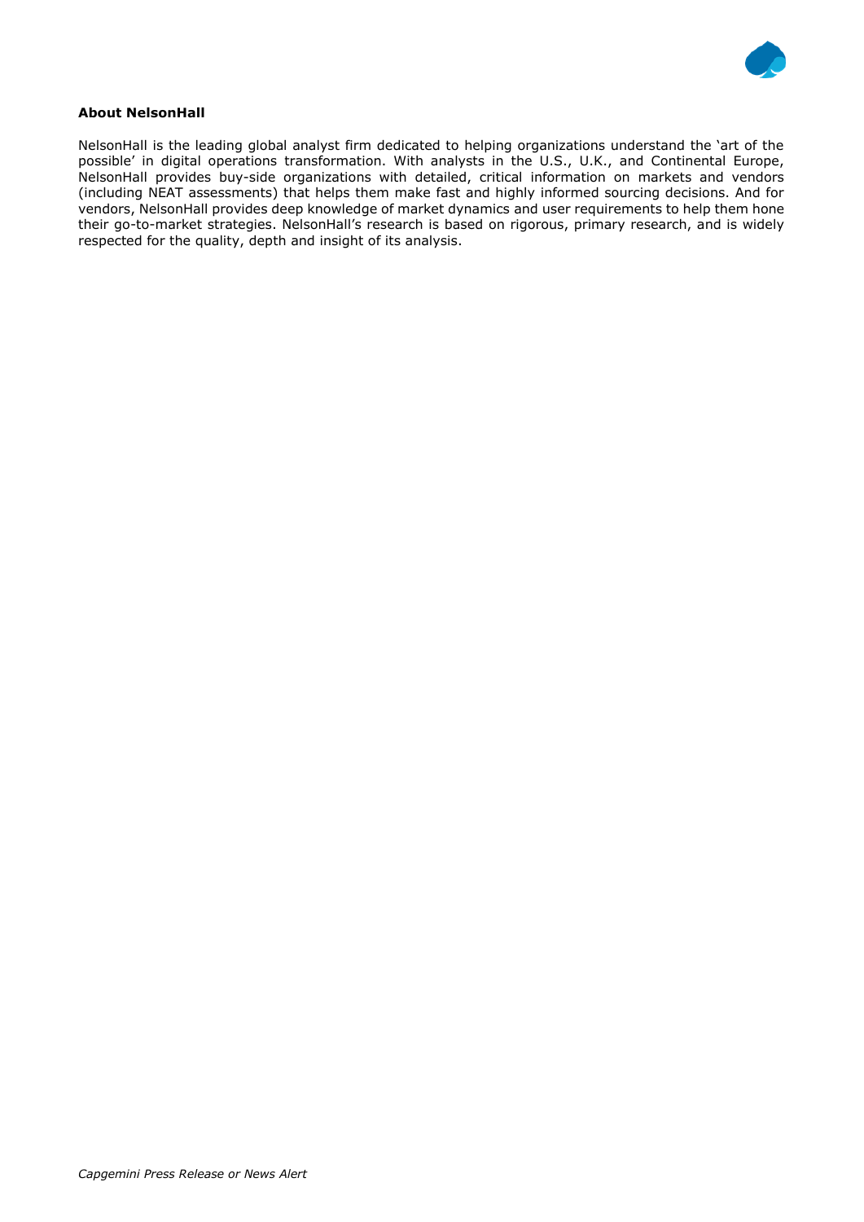**About NelsonHall**

NelsonHall is the leading global analyst firm dedicated to helping organizations understand the 'art of the possible' in digital operations transformation. With analysts in the U.S., U.K., and Continental Europe, NelsonHall provides buy-side organizations with detailed, critical information on markets and vendors (including NEAT assessments) that helps them make fast and highly informed sourcing decisions. And for vendors, NelsonHall provides deep knowledge of market dynamics and user requirements to help them hone their go-to-market strategies. NelsonHall's research is based on rigorous, primary research, and is widely respected for the quality, depth and insight of its analysis.